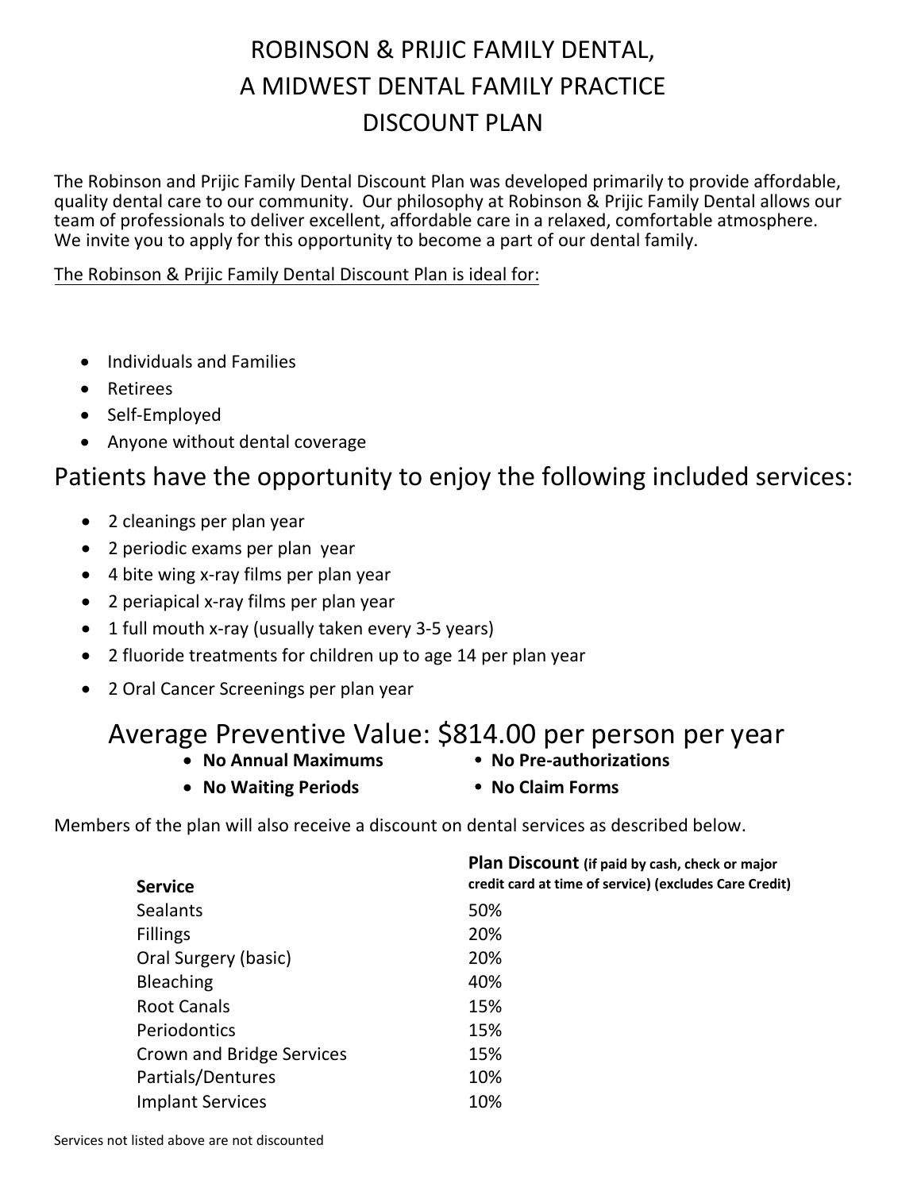# ROBINSON & PRIJIC FAMILY DENTAL, A MIDWEST DENTAL FAMILY PRACTICE DISCOUNT PLAN

The Robinson and Prijic Family Dental Discount Plan was developed primarily to provide affordable, quality dental care to our community. Our philosophy at Robinson & Prijic Family Dental allows our team of professionals to deliver excellent, affordable care in a relaxed, comfortable atmosphere. We invite you to apply for this opportunity to become a part of our dental family.

<u>The Robinson & Prijic Family Dental Discount Plan is ideal for:</u>

- Individuals and Families
- Retirees
- Self-Employed
- Anyone without dental coverage

## Patients have the opportunity to enjoy the following included services:

- 2 cleanings per plan year
- 2 periodic exams per plan year
- 4 bite wing x-ray films per plan year
- 2 periapical x-ray films per plan year
- 1 full mouth x-ray (usually taken every 3-5 years)
- 2 fluoride treatments for children up to age 14 per plan year
- 2 Oral Cancer Screenings per plan year

## Average Preventive Value: $814.00 per person per year

- **No Annual Maximums**
- **No Pre-authorizations**
- **No Waiting Periods**
- **No Claim Forms**

Members of the plan will also receive a discount on dental services as described below.

| **Service** | **Plan Discount** **(if paid by cash, check or major credit card at time of service) (excludes Care Credit)** |
|---|---|
| Sealants | 50% |
| Fillings | 20% |
| Oral Surgery (basic) | 20% |
| Bleaching | 40% |
| Root Canals | 15% |
| Periodontics | 15% |
| Crown and Bridge Services | 15% |
| Partials/Dentures | 10% |
| Implant Services | 10% |

Services not listed above are not discounted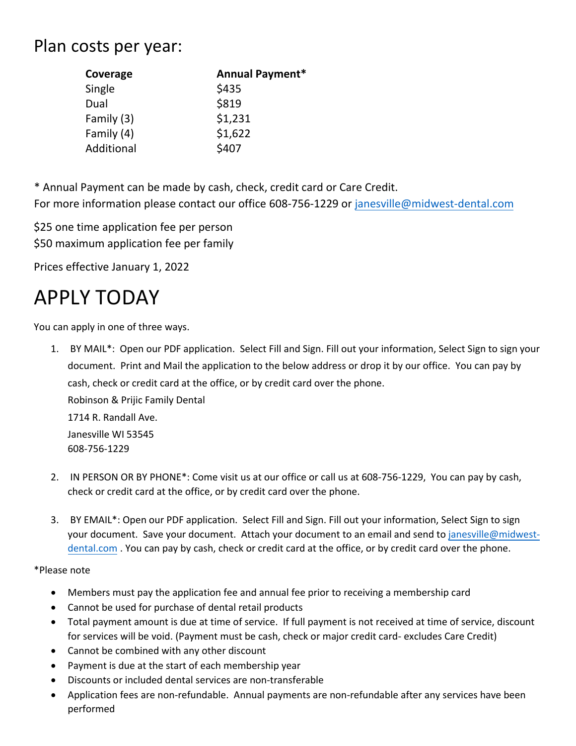## Plan costs per year:

| Coverage | Annual Payment* |
|---|---|
| Single | $435 |
| Dual | $819 |
| Family (3) | $1,231 |
| Family (4) | $1,622 |
| Additional | $407 |

* Annual Payment can be made by cash, check, credit card or Care Credit.
For more information please contact our office 608-756-1229 or janesville@midwest-dental.com

$25 one time application fee per person
$50 maximum application fee per family

Prices effective January 1, 2022

# APPLY TODAY

You can apply in one of three ways.

1. BY MAIL*: Open our PDF application. Select Fill and Sign. Fill out your information, Select Sign to sign your document. Print and Mail the application to the below address or drop it by our office. You can pay by cash, check or credit card at the office, or by credit card over the phone.
   Robinson & Prijic Family Dental
   1714 R. Randall Ave.
   Janesville WI 53545
   608-756-1229

2. IN PERSON OR BY PHONE*: Come visit us at our office or call us at 608-756-1229, You can pay by cash, check or credit card at the office, or by credit card over the phone.

3. BY EMAIL*: Open our PDF application. Select Fill and Sign. Fill out your information, Select Sign to sign your document. Save your document. Attach your document to an email and send to janesville@midwest-dental.com . You can pay by cash, check or credit card at the office, or by credit card over the phone.

*Please note

- Members must pay the application fee and annual fee prior to receiving a membership card
- Cannot be used for purchase of dental retail products
- Total payment amount is due at time of service. If full payment is not received at time of service, discount for services will be void. (Payment must be cash, check or major credit card- excludes Care Credit)
- Cannot be combined with any other discount
- Payment is due at the start of each membership year
- Discounts or included dental services are non-transferable
- Application fees are non-refundable. Annual payments are non-refundable after any services have been performed